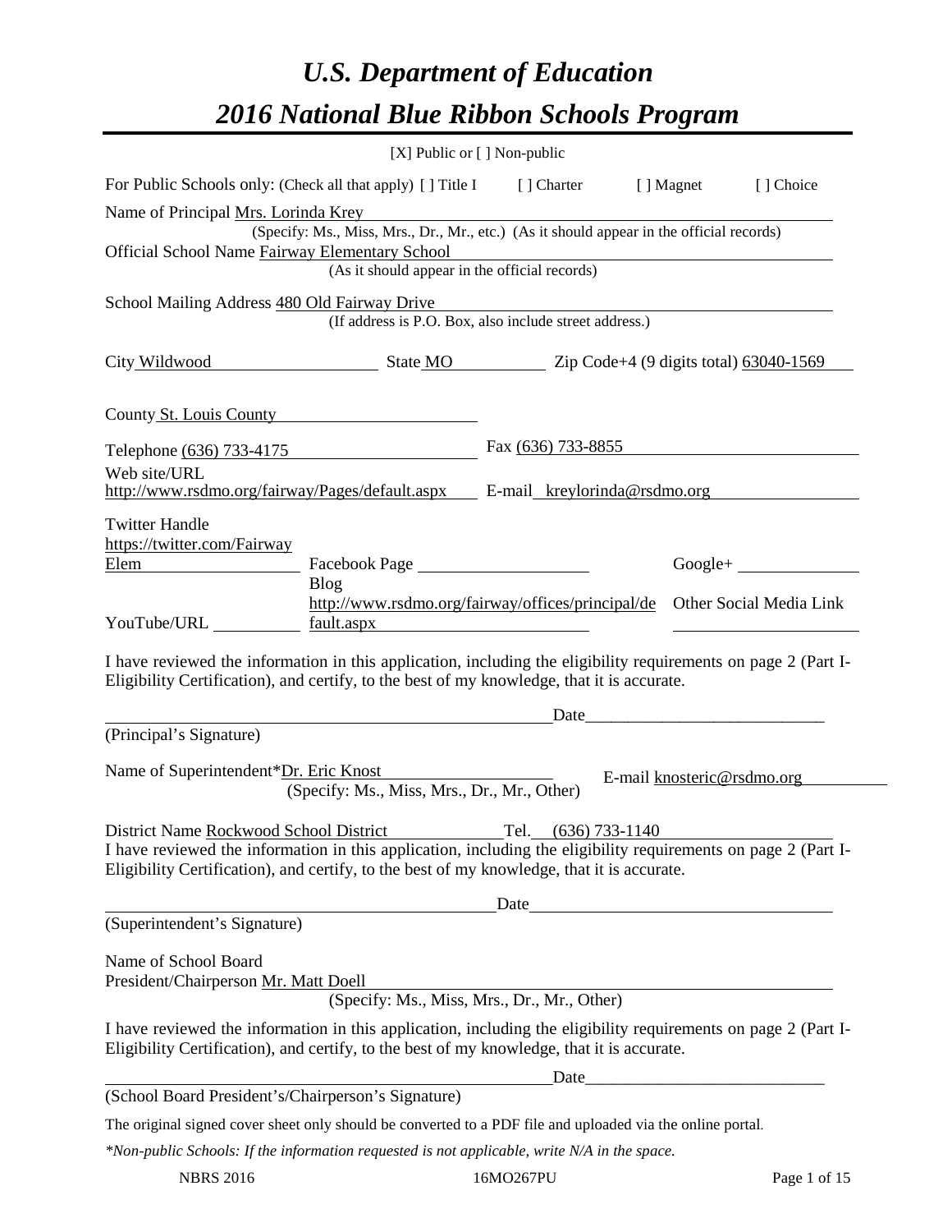# *U.S. Department of Education*

# *2016 National Blue Ribbon Schools Program*

[X] Public or [ ] Non-public

For Public Schools only: (Check all that apply) [ ] Title I [ ] Charter [ ] Magnet [ ] Choice

Name of Principal Mrs. Lorinda Krey
(Specify: Ms., Miss, Mrs., Dr., Mr., etc.) (As it should appear in the official records)

Official School Name Fairway Elementary School
(As it should appear in the official records)

School Mailing Address 480 Old Fairway Drive
(If address is P.O. Box, also include street address.)

City Wildwood State MO Zip Code+4 (9 digits total) 63040-1569

County St. Louis County

Telephone (636) 733-4175 Fax (636) 733-8855

Web site/URL http://www.rsdmo.org/fairway/Pages/default.aspx E-mail kreylorinda@rsdmo.org

Twitter Handle https://twitter.com/Fairway Elem Facebook Page Google+

YouTube/URL Blog http://www.rsdmo.org/fairway/offices/principal/default.aspx Other Social Media Link

I have reviewed the information in this application, including the eligibility requirements on page 2 (Part I-Eligibility Certification), and certify, to the best of my knowledge, that it is accurate.

Date

(Principal's Signature)

Name of Superintendent* Dr. Eric Knost E-mail knosteric@rsdmo.org
(Specify: Ms., Miss, Mrs., Dr., Mr., Other)

District Name Rockwood School District Tel. (636) 733-1140

I have reviewed the information in this application, including the eligibility requirements on page 2 (Part I-Eligibility Certification), and certify, to the best of my knowledge, that it is accurate.

Date

(Superintendent's Signature)

Name of School Board President/Chairperson Mr. Matt Doell
(Specify: Ms., Miss, Mrs., Dr., Mr., Other)

I have reviewed the information in this application, including the eligibility requirements on page 2 (Part I-Eligibility Certification), and certify, to the best of my knowledge, that it is accurate.

Date

(School Board President's/Chairperson's Signature)

The original signed cover sheet only should be converted to a PDF file and uploaded via the online portal.

*\*Non-public Schools: If the information requested is not applicable, write N/A in the space.*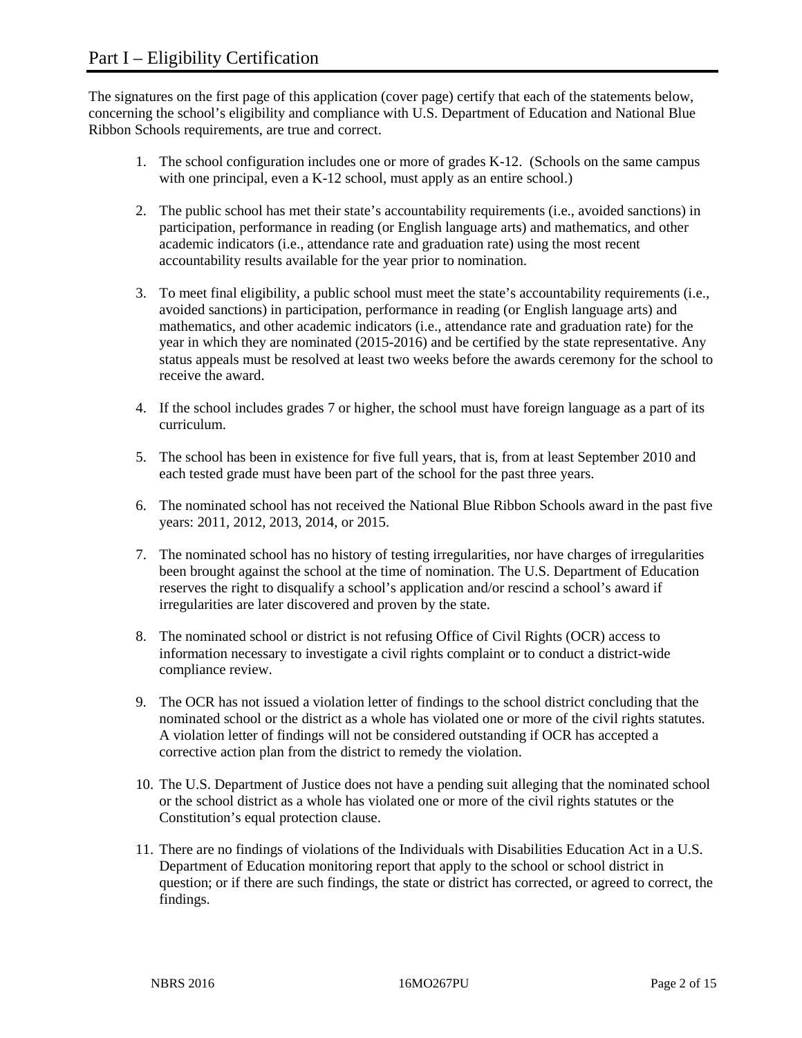# Part I – Eligibility Certification

The signatures on the first page of this application (cover page) certify that each of the statements below, concerning the school's eligibility and compliance with U.S. Department of Education and National Blue Ribbon Schools requirements, are true and correct.

1. The school configuration includes one or more of grades K-12. (Schools on the same campus with one principal, even a K-12 school, must apply as an entire school.)

2. The public school has met their state's accountability requirements (i.e., avoided sanctions) in participation, performance in reading (or English language arts) and mathematics, and other academic indicators (i.e., attendance rate and graduation rate) using the most recent accountability results available for the year prior to nomination.

3. To meet final eligibility, a public school must meet the state's accountability requirements (i.e., avoided sanctions) in participation, performance in reading (or English language arts) and mathematics, and other academic indicators (i.e., attendance rate and graduation rate) for the year in which they are nominated (2015-2016) and be certified by the state representative. Any status appeals must be resolved at least two weeks before the awards ceremony for the school to receive the award.

4. If the school includes grades 7 or higher, the school must have foreign language as a part of its curriculum.

5. The school has been in existence for five full years, that is, from at least September 2010 and each tested grade must have been part of the school for the past three years.

6. The nominated school has not received the National Blue Ribbon Schools award in the past five years: 2011, 2012, 2013, 2014, or 2015.

7. The nominated school has no history of testing irregularities, nor have charges of irregularities been brought against the school at the time of nomination. The U.S. Department of Education reserves the right to disqualify a school's application and/or rescind a school's award if irregularities are later discovered and proven by the state.

8. The nominated school or district is not refusing Office of Civil Rights (OCR) access to information necessary to investigate a civil rights complaint or to conduct a district-wide compliance review.

9. The OCR has not issued a violation letter of findings to the school district concluding that the nominated school or the district as a whole has violated one or more of the civil rights statutes. A violation letter of findings will not be considered outstanding if OCR has accepted a corrective action plan from the district to remedy the violation.

10. The U.S. Department of Justice does not have a pending suit alleging that the nominated school or the school district as a whole has violated one or more of the civil rights statutes or the Constitution's equal protection clause.

11. There are no findings of violations of the Individuals with Disabilities Education Act in a U.S. Department of Education monitoring report that apply to the school or school district in question; or if there are such findings, the state or district has corrected, or agreed to correct, the findings.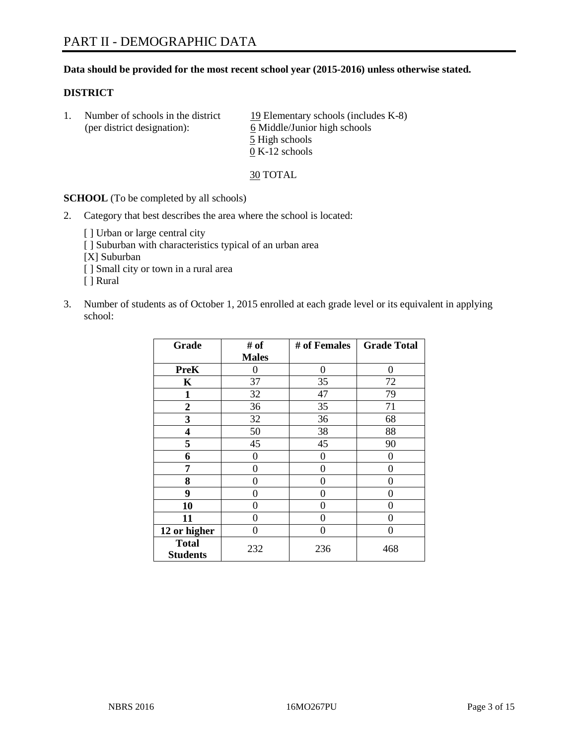# PART II - DEMOGRAPHIC DATA

**Data should be provided for the most recent school year (2015-2016) unless otherwise stated.**

**DISTRICT**

1. Number of schools in the district (per district designation):
   19 Elementary schools (includes K-8)
   6 Middle/Junior high schools
   5 High schools
   0 K-12 schools

   30 TOTAL

**SCHOOL** (To be completed by all schools)

2. Category that best describes the area where the school is located:

   [ ] Urban or large central city
   [ ] Suburban with characteristics typical of an urban area
   [X] Suburban
   [ ] Small city or town in a rural area
   [ ] Rural

3. Number of students as of October 1, 2015 enrolled at each grade level or its equivalent in applying school:

| Grade | # of Males | # of Females | Grade Total |
|---|---|---|---|
| **PreK** | 0 | 0 | 0 |
| **K** | 37 | 35 | 72 |
| **1** | 32 | 47 | 79 |
| **2** | 36 | 35 | 71 |
| **3** | 32 | 36 | 68 |
| **4** | 50 | 38 | 88 |
| **5** | 45 | 45 | 90 |
| **6** | 0 | 0 | 0 |
| **7** | 0 | 0 | 0 |
| **8** | 0 | 0 | 0 |
| **9** | 0 | 0 | 0 |
| **10** | 0 | 0 | 0 |
| **11** | 0 | 0 | 0 |
| **12 or higher** | 0 | 0 | 0 |
| **Total Students** | 232 | 236 | 468 |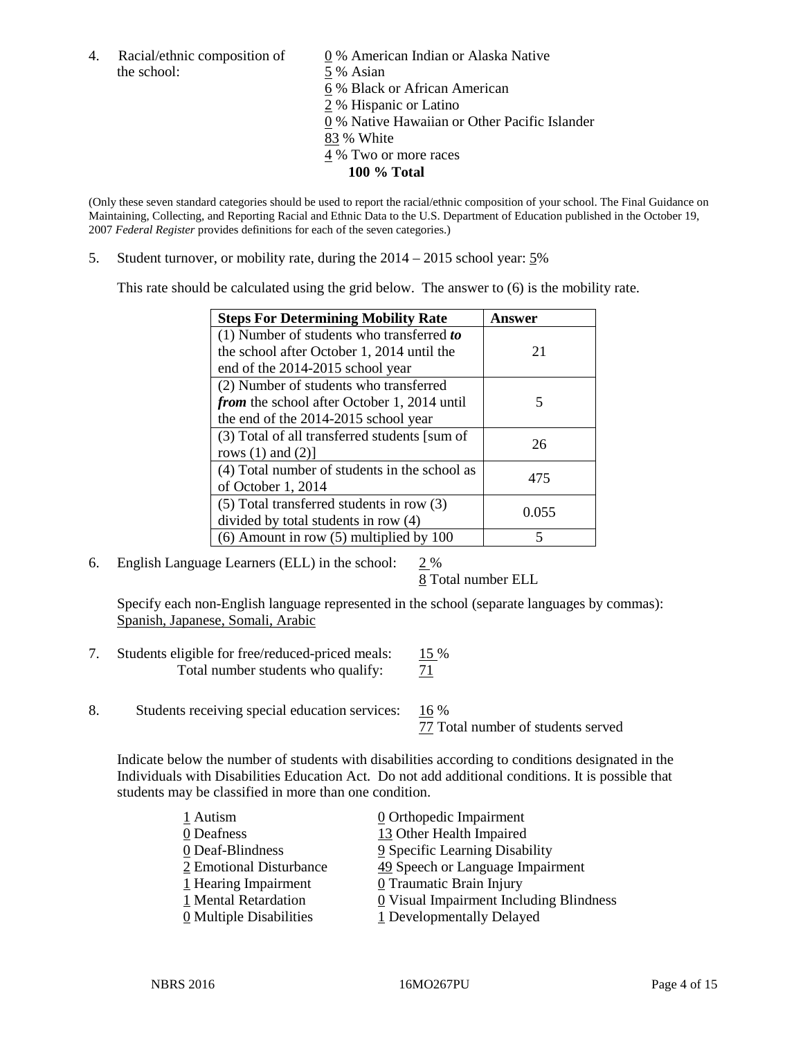4. Racial/ethnic composition of the school:

0 % American Indian or Alaska Native
5 % Asian
6 % Black or African American
2 % Hispanic or Latino
0 % Native Hawaiian or Other Pacific Islander
83 % White
4 % Two or more races
**100 % Total**

(Only these seven standard categories should be used to report the racial/ethnic composition of your school. The Final Guidance on Maintaining, Collecting, and Reporting Racial and Ethnic Data to the U.S. Department of Education published in the October 19, 2007 *Federal Register* provides definitions for each of the seven categories.)

5. Student turnover, or mobility rate, during the 2014 – 2015 school year: 5%

This rate should be calculated using the grid below. The answer to (6) is the mobility rate.

| Steps For Determining Mobility Rate | Answer |
|---|---|
| (1) Number of students who transferred ***to*** the school after October 1, 2014 until the end of the 2014-2015 school year | 21 |
| (2) Number of students who transferred ***from*** the school after October 1, 2014 until the end of the 2014-2015 school year | 5 |
| (3) Total of all transferred students [sum of rows (1) and (2)] | 26 |
| (4) Total number of students in the school as of October 1, 2014 | 475 |
| (5) Total transferred students in row (3) divided by total students in row (4) | 0.055 |
| (6) Amount in row (5) multiplied by 100 | 5 |

6. English Language Learners (ELL) in the school: 2 %
8 Total number ELL

Specify each non-English language represented in the school (separate languages by commas):
Spanish, Japanese, Somali, Arabic

7. Students eligible for free/reduced-priced meals: 15 %
Total number students who qualify: 71

8. Students receiving special education services: 16 %
77 Total number of students served

Indicate below the number of students with disabilities according to conditions designated in the Individuals with Disabilities Education Act. Do not add additional conditions. It is possible that students may be classified in more than one condition.

1 Autism
0 Deafness
0 Deaf-Blindness
2 Emotional Disturbance
1 Hearing Impairment
1 Mental Retardation
0 Multiple Disabilities
0 Orthopedic Impairment
13 Other Health Impaired
9 Specific Learning Disability
49 Speech or Language Impairment
0 Traumatic Brain Injury
0 Visual Impairment Including Blindness
1 Developmentally Delayed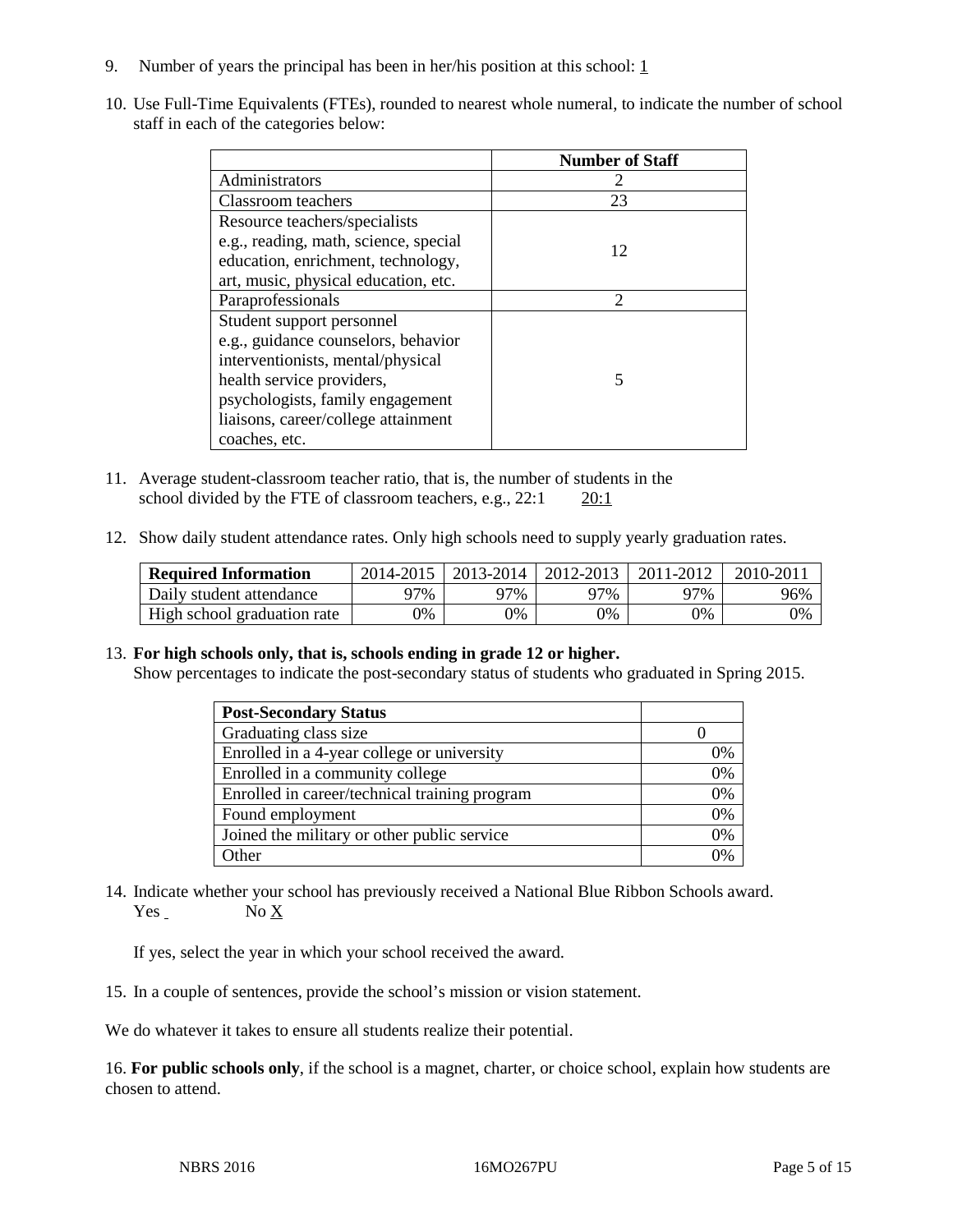9. Number of years the principal has been in her/his position at this school: 1

10. Use Full-Time Equivalents (FTEs), rounded to nearest whole numeral, to indicate the number of school staff in each of the categories below:

| | Number of Staff |
|---|---|
| Administrators | 2 |
| Classroom teachers | 23 |
| Resource teachers/specialists e.g., reading, math, science, special education, enrichment, technology, art, music, physical education, etc. | 12 |
| Paraprofessionals | 2 |
| Student support personnel e.g., guidance counselors, behavior interventionists, mental/physical health service providers, psychologists, family engagement liaisons, career/college attainment coaches, etc. | 5 |

11. Average student-classroom teacher ratio, that is, the number of students in the school divided by the FTE of classroom teachers, e.g., 22:1 20:1

12. Show daily student attendance rates. Only high schools need to supply yearly graduation rates.

| Required Information | 2014-2015 | 2013-2014 | 2012-2013 | 2011-2012 | 2010-2011 |
|---|---|---|---|---|---|
| Daily student attendance | 97% | 97% | 97% | 97% | 96% |
| High school graduation rate | 0% | 0% | 0% | 0% | 0% |

13. **For high schools only, that is, schools ending in grade 12 or higher.**
Show percentages to indicate the post-secondary status of students who graduated in Spring 2015.

| Post-Secondary Status | |
|---|---|
| Graduating class size | 0 |
| Enrolled in a 4-year college or university | 0% |
| Enrolled in a community college | 0% |
| Enrolled in career/technical training program | 0% |
| Found employment | 0% |
| Joined the military or other public service | 0% |
| Other | 0% |

14. Indicate whether your school has previously received a National Blue Ribbon Schools award.
Yes No X

If yes, select the year in which your school received the award.

15. In a couple of sentences, provide the school's mission or vision statement.

We do whatever it takes to ensure all students realize their potential.

16. **For public schools only**, if the school is a magnet, charter, or choice school, explain how students are chosen to attend.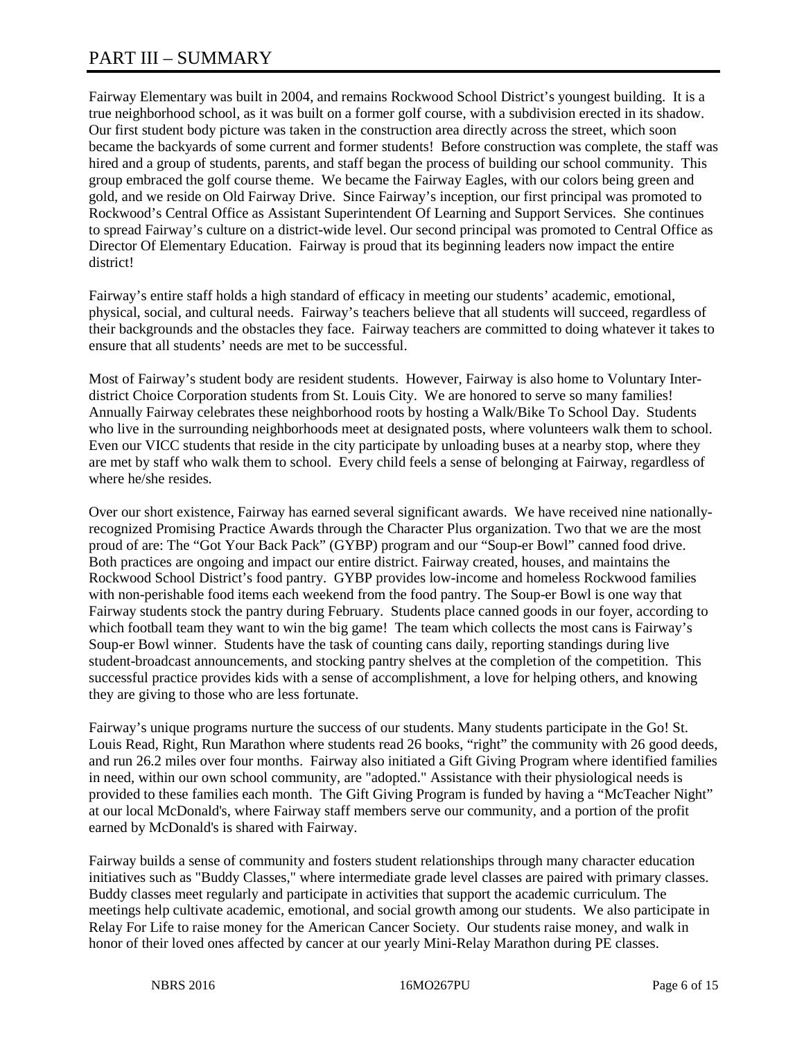# PART III – SUMMARY

Fairway Elementary was built in 2004, and remains Rockwood School District's youngest building. It is a true neighborhood school, as it was built on a former golf course, with a subdivision erected in its shadow. Our first student body picture was taken in the construction area directly across the street, which soon became the backyards of some current and former students! Before construction was complete, the staff was hired and a group of students, parents, and staff began the process of building our school community. This group embraced the golf course theme. We became the Fairway Eagles, with our colors being green and gold, and we reside on Old Fairway Drive. Since Fairway's inception, our first principal was promoted to Rockwood's Central Office as Assistant Superintendent Of Learning and Support Services. She continues to spread Fairway's culture on a district-wide level. Our second principal was promoted to Central Office as Director Of Elementary Education. Fairway is proud that its beginning leaders now impact the entire district!

Fairway's entire staff holds a high standard of efficacy in meeting our students' academic, emotional, physical, social, and cultural needs. Fairway's teachers believe that all students will succeed, regardless of their backgrounds and the obstacles they face. Fairway teachers are committed to doing whatever it takes to ensure that all students' needs are met to be successful.

Most of Fairway's student body are resident students. However, Fairway is also home to Voluntary Inter-district Choice Corporation students from St. Louis City. We are honored to serve so many families! Annually Fairway celebrates these neighborhood roots by hosting a Walk/Bike To School Day. Students who live in the surrounding neighborhoods meet at designated posts, where volunteers walk them to school. Even our VICC students that reside in the city participate by unloading buses at a nearby stop, where they are met by staff who walk them to school. Every child feels a sense of belonging at Fairway, regardless of where he/she resides.

Over our short existence, Fairway has earned several significant awards. We have received nine nationally-recognized Promising Practice Awards through the Character Plus organization. Two that we are the most proud of are: The "Got Your Back Pack" (GYBP) program and our "Soup-er Bowl" canned food drive. Both practices are ongoing and impact our entire district. Fairway created, houses, and maintains the Rockwood School District's food pantry. GYBP provides low-income and homeless Rockwood families with non-perishable food items each weekend from the food pantry. The Soup-er Bowl is one way that Fairway students stock the pantry during February. Students place canned goods in our foyer, according to which football team they want to win the big game! The team which collects the most cans is Fairway's Soup-er Bowl winner. Students have the task of counting cans daily, reporting standings during live student-broadcast announcements, and stocking pantry shelves at the completion of the competition. This successful practice provides kids with a sense of accomplishment, a love for helping others, and knowing they are giving to those who are less fortunate.

Fairway's unique programs nurture the success of our students. Many students participate in the Go! St. Louis Read, Right, Run Marathon where students read 26 books, "right" the community with 26 good deeds, and run 26.2 miles over four months. Fairway also initiated a Gift Giving Program where identified families in need, within our own school community, are "adopted." Assistance with their physiological needs is provided to these families each month. The Gift Giving Program is funded by having a "McTeacher Night" at our local McDonald's, where Fairway staff members serve our community, and a portion of the profit earned by McDonald's is shared with Fairway.

Fairway builds a sense of community and fosters student relationships through many character education initiatives such as "Buddy Classes," where intermediate grade level classes are paired with primary classes. Buddy classes meet regularly and participate in activities that support the academic curriculum. The meetings help cultivate academic, emotional, and social growth among our students. We also participate in Relay For Life to raise money for the American Cancer Society. Our students raise money, and walk in honor of their loved ones affected by cancer at our yearly Mini-Relay Marathon during PE classes.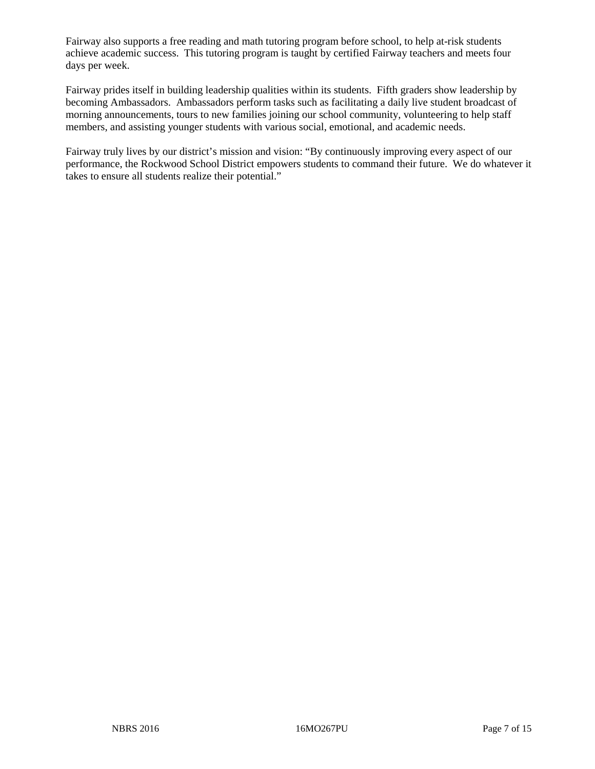Fairway also supports a free reading and math tutoring program before school, to help at-risk students achieve academic success. This tutoring program is taught by certified Fairway teachers and meets four days per week.

Fairway prides itself in building leadership qualities within its students. Fifth graders show leadership by becoming Ambassadors. Ambassadors perform tasks such as facilitating a daily live student broadcast of morning announcements, tours to new families joining our school community, volunteering to help staff members, and assisting younger students with various social, emotional, and academic needs.

Fairway truly lives by our district's mission and vision: "By continuously improving every aspect of our performance, the Rockwood School District empowers students to command their future. We do whatever it takes to ensure all students realize their potential."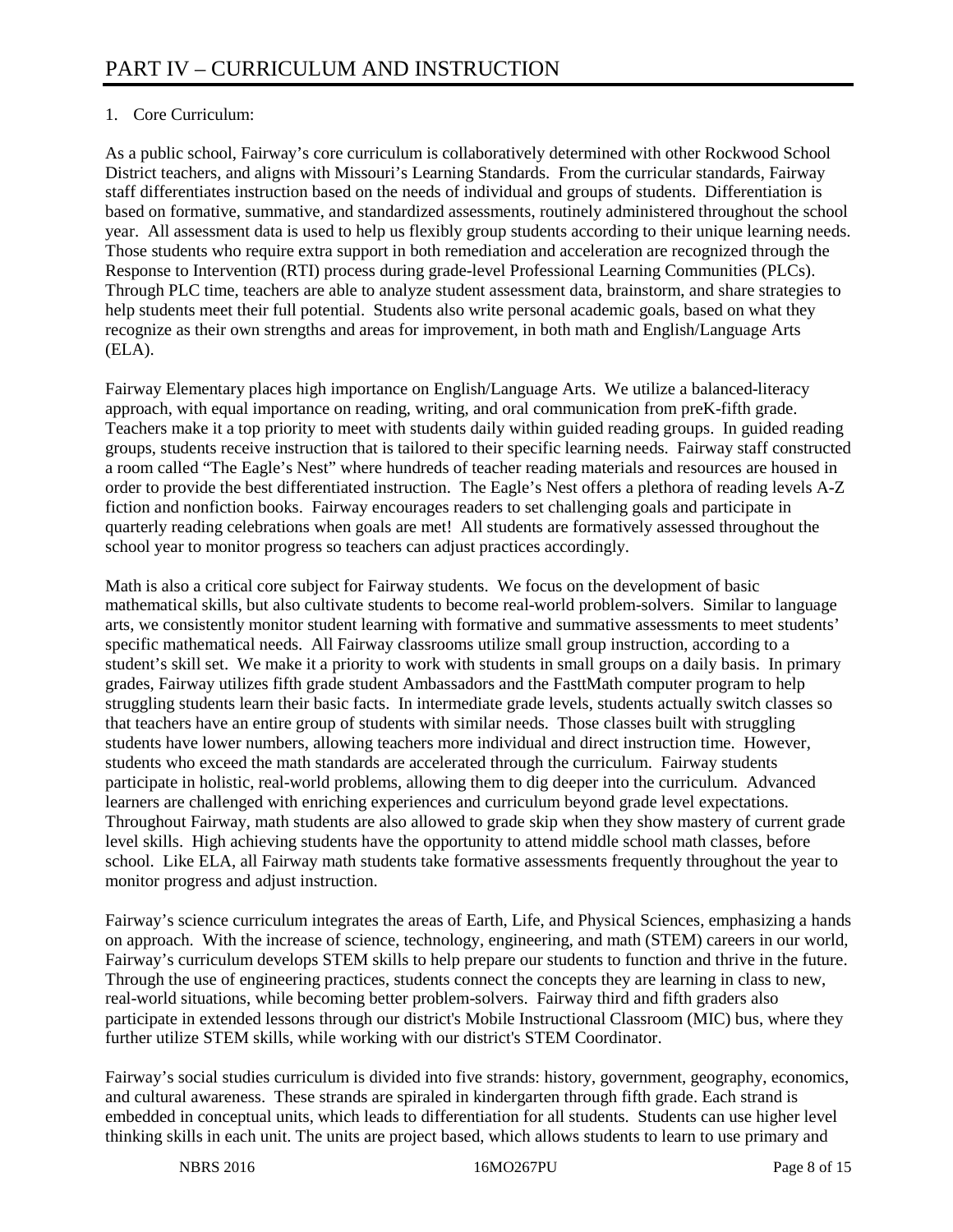# PART IV – CURRICULUM AND INSTRUCTION

1. Core Curriculum:

As a public school, Fairway's core curriculum is collaboratively determined with other Rockwood School District teachers, and aligns with Missouri's Learning Standards. From the curricular standards, Fairway staff differentiates instruction based on the needs of individual and groups of students. Differentiation is based on formative, summative, and standardized assessments, routinely administered throughout the school year. All assessment data is used to help us flexibly group students according to their unique learning needs. Those students who require extra support in both remediation and acceleration are recognized through the Response to Intervention (RTI) process during grade-level Professional Learning Communities (PLCs). Through PLC time, teachers are able to analyze student assessment data, brainstorm, and share strategies to help students meet their full potential. Students also write personal academic goals, based on what they recognize as their own strengths and areas for improvement, in both math and English/Language Arts (ELA).

Fairway Elementary places high importance on English/Language Arts. We utilize a balanced-literacy approach, with equal importance on reading, writing, and oral communication from preK-fifth grade. Teachers make it a top priority to meet with students daily within guided reading groups. In guided reading groups, students receive instruction that is tailored to their specific learning needs. Fairway staff constructed a room called "The Eagle's Nest" where hundreds of teacher reading materials and resources are housed in order to provide the best differentiated instruction. The Eagle's Nest offers a plethora of reading levels A-Z fiction and nonfiction books. Fairway encourages readers to set challenging goals and participate in quarterly reading celebrations when goals are met! All students are formatively assessed throughout the school year to monitor progress so teachers can adjust practices accordingly.

Math is also a critical core subject for Fairway students. We focus on the development of basic mathematical skills, but also cultivate students to become real-world problem-solvers. Similar to language arts, we consistently monitor student learning with formative and summative assessments to meet students' specific mathematical needs. All Fairway classrooms utilize small group instruction, according to a student's skill set. We make it a priority to work with students in small groups on a daily basis. In primary grades, Fairway utilizes fifth grade student Ambassadors and the FasttMath computer program to help struggling students learn their basic facts. In intermediate grade levels, students actually switch classes so that teachers have an entire group of students with similar needs. Those classes built with struggling students have lower numbers, allowing teachers more individual and direct instruction time. However, students who exceed the math standards are accelerated through the curriculum. Fairway students participate in holistic, real-world problems, allowing them to dig deeper into the curriculum. Advanced learners are challenged with enriching experiences and curriculum beyond grade level expectations. Throughout Fairway, math students are also allowed to grade skip when they show mastery of current grade level skills. High achieving students have the opportunity to attend middle school math classes, before school. Like ELA, all Fairway math students take formative assessments frequently throughout the year to monitor progress and adjust instruction.

Fairway's science curriculum integrates the areas of Earth, Life, and Physical Sciences, emphasizing a hands on approach. With the increase of science, technology, engineering, and math (STEM) careers in our world, Fairway's curriculum develops STEM skills to help prepare our students to function and thrive in the future. Through the use of engineering practices, students connect the concepts they are learning in class to new, real-world situations, while becoming better problem-solvers. Fairway third and fifth graders also participate in extended lessons through our district's Mobile Instructional Classroom (MIC) bus, where they further utilize STEM skills, while working with our district's STEM Coordinator.

Fairway's social studies curriculum is divided into five strands: history, government, geography, economics, and cultural awareness. These strands are spiraled in kindergarten through fifth grade. Each strand is embedded in conceptual units, which leads to differentiation for all students. Students can use higher level thinking skills in each unit. The units are project based, which allows students to learn to use primary and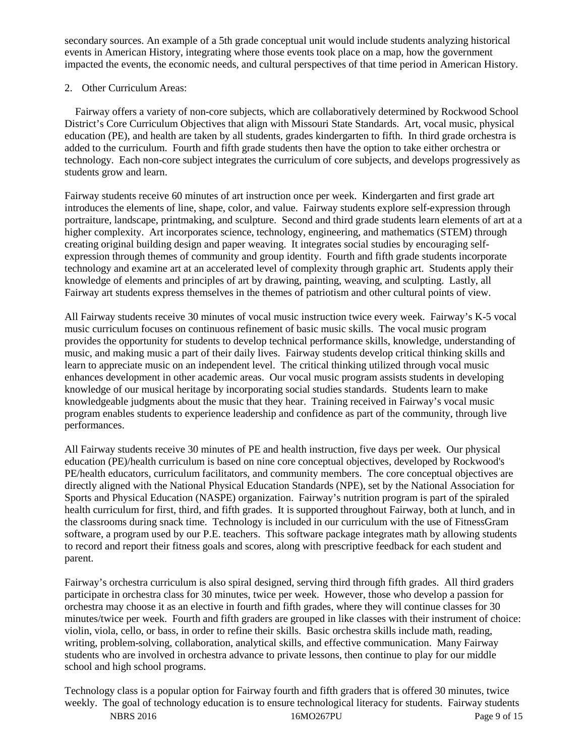secondary sources. An example of a 5th grade conceptual unit would include students analyzing historical events in American History, integrating where those events took place on a map, how the government impacted the events, the economic needs, and cultural perspectives of that time period in American History.

2. Other Curriculum Areas:

Fairway offers a variety of non-core subjects, which are collaboratively determined by Rockwood School District's Core Curriculum Objectives that align with Missouri State Standards. Art, vocal music, physical education (PE), and health are taken by all students, grades kindergarten to fifth. In third grade orchestra is added to the curriculum. Fourth and fifth grade students then have the option to take either orchestra or technology. Each non-core subject integrates the curriculum of core subjects, and develops progressively as students grow and learn.

Fairway students receive 60 minutes of art instruction once per week. Kindergarten and first grade art introduces the elements of line, shape, color, and value. Fairway students explore self-expression through portraiture, landscape, printmaking, and sculpture. Second and third grade students learn elements of art at a higher complexity. Art incorporates science, technology, engineering, and mathematics (STEM) through creating original building design and paper weaving. It integrates social studies by encouraging self-expression through themes of community and group identity. Fourth and fifth grade students incorporate technology and examine art at an accelerated level of complexity through graphic art. Students apply their knowledge of elements and principles of art by drawing, painting, weaving, and sculpting. Lastly, all Fairway art students express themselves in the themes of patriotism and other cultural points of view.

All Fairway students receive 30 minutes of vocal music instruction twice every week. Fairway's K-5 vocal music curriculum focuses on continuous refinement of basic music skills. The vocal music program provides the opportunity for students to develop technical performance skills, knowledge, understanding of music, and making music a part of their daily lives. Fairway students develop critical thinking skills and learn to appreciate music on an independent level. The critical thinking utilized through vocal music enhances development in other academic areas. Our vocal music program assists students in developing knowledge of our musical heritage by incorporating social studies standards. Students learn to make knowledgeable judgments about the music that they hear. Training received in Fairway's vocal music program enables students to experience leadership and confidence as part of the community, through live performances.

All Fairway students receive 30 minutes of PE and health instruction, five days per week. Our physical education (PE)/health curriculum is based on nine core conceptual objectives, developed by Rockwood's PE/health educators, curriculum facilitators, and community members. The core conceptual objectives are directly aligned with the National Physical Education Standards (NPE), set by the National Association for Sports and Physical Education (NASPE) organization. Fairway's nutrition program is part of the spiraled health curriculum for first, third, and fifth grades. It is supported throughout Fairway, both at lunch, and in the classrooms during snack time. Technology is included in our curriculum with the use of FitnessGram software, a program used by our P.E. teachers. This software package integrates math by allowing students to record and report their fitness goals and scores, along with prescriptive feedback for each student and parent.

Fairway's orchestra curriculum is also spiral designed, serving third through fifth grades. All third graders participate in orchestra class for 30 minutes, twice per week. However, those who develop a passion for orchestra may choose it as an elective in fourth and fifth grades, where they will continue classes for 30 minutes/twice per week. Fourth and fifth graders are grouped in like classes with their instrument of choice: violin, viola, cello, or bass, in order to refine their skills. Basic orchestra skills include math, reading, writing, problem-solving, collaboration, analytical skills, and effective communication. Many Fairway students who are involved in orchestra advance to private lessons, then continue to play for our middle school and high school programs.

Technology class is a popular option for Fairway fourth and fifth graders that is offered 30 minutes, twice weekly. The goal of technology education is to ensure technological literacy for students. Fairway students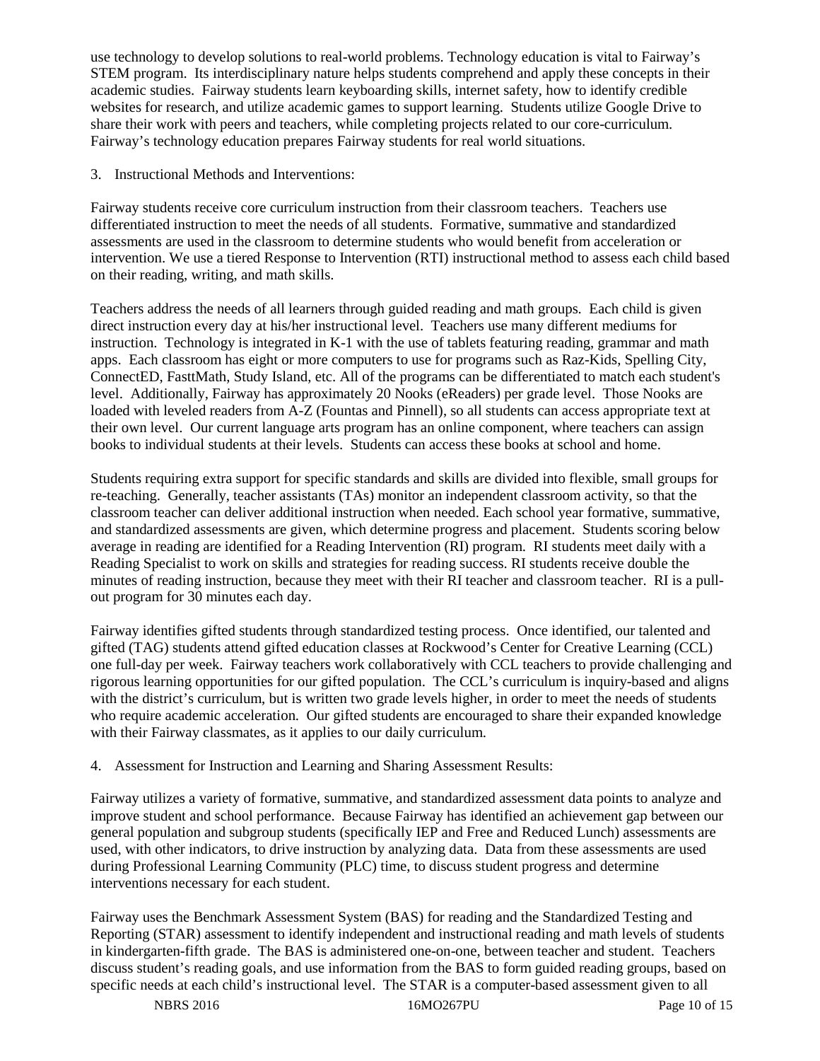use technology to develop solutions to real-world problems. Technology education is vital to Fairway's STEM program. Its interdisciplinary nature helps students comprehend and apply these concepts in their academic studies. Fairway students learn keyboarding skills, internet safety, how to identify credible websites for research, and utilize academic games to support learning. Students utilize Google Drive to share their work with peers and teachers, while completing projects related to our core-curriculum. Fairway's technology education prepares Fairway students for real world situations.

3. Instructional Methods and Interventions:

Fairway students receive core curriculum instruction from their classroom teachers. Teachers use differentiated instruction to meet the needs of all students. Formative, summative and standardized assessments are used in the classroom to determine students who would benefit from acceleration or intervention. We use a tiered Response to Intervention (RTI) instructional method to assess each child based on their reading, writing, and math skills.

Teachers address the needs of all learners through guided reading and math groups. Each child is given direct instruction every day at his/her instructional level. Teachers use many different mediums for instruction. Technology is integrated in K-1 with the use of tablets featuring reading, grammar and math apps. Each classroom has eight or more computers to use for programs such as Raz-Kids, Spelling City, ConnectED, FasttMath, Study Island, etc. All of the programs can be differentiated to match each student's level. Additionally, Fairway has approximately 20 Nooks (eReaders) per grade level. Those Nooks are loaded with leveled readers from A-Z (Fountas and Pinnell), so all students can access appropriate text at their own level. Our current language arts program has an online component, where teachers can assign books to individual students at their levels. Students can access these books at school and home.

Students requiring extra support for specific standards and skills are divided into flexible, small groups for re-teaching. Generally, teacher assistants (TAs) monitor an independent classroom activity, so that the classroom teacher can deliver additional instruction when needed. Each school year formative, summative, and standardized assessments are given, which determine progress and placement. Students scoring below average in reading are identified for a Reading Intervention (RI) program. RI students meet daily with a Reading Specialist to work on skills and strategies for reading success. RI students receive double the minutes of reading instruction, because they meet with their RI teacher and classroom teacher. RI is a pull-out program for 30 minutes each day.

Fairway identifies gifted students through standardized testing process. Once identified, our talented and gifted (TAG) students attend gifted education classes at Rockwood's Center for Creative Learning (CCL) one full-day per week. Fairway teachers work collaboratively with CCL teachers to provide challenging and rigorous learning opportunities for our gifted population. The CCL's curriculum is inquiry-based and aligns with the district's curriculum, but is written two grade levels higher, in order to meet the needs of students who require academic acceleration. Our gifted students are encouraged to share their expanded knowledge with their Fairway classmates, as it applies to our daily curriculum.

4. Assessment for Instruction and Learning and Sharing Assessment Results:

Fairway utilizes a variety of formative, summative, and standardized assessment data points to analyze and improve student and school performance. Because Fairway has identified an achievement gap between our general population and subgroup students (specifically IEP and Free and Reduced Lunch) assessments are used, with other indicators, to drive instruction by analyzing data. Data from these assessments are used during Professional Learning Community (PLC) time, to discuss student progress and determine interventions necessary for each student.

Fairway uses the Benchmark Assessment System (BAS) for reading and the Standardized Testing and Reporting (STAR) assessment to identify independent and instructional reading and math levels of students in kindergarten-fifth grade. The BAS is administered one-on-one, between teacher and student. Teachers discuss student's reading goals, and use information from the BAS to form guided reading groups, based on specific needs at each child's instructional level. The STAR is a computer-based assessment given to all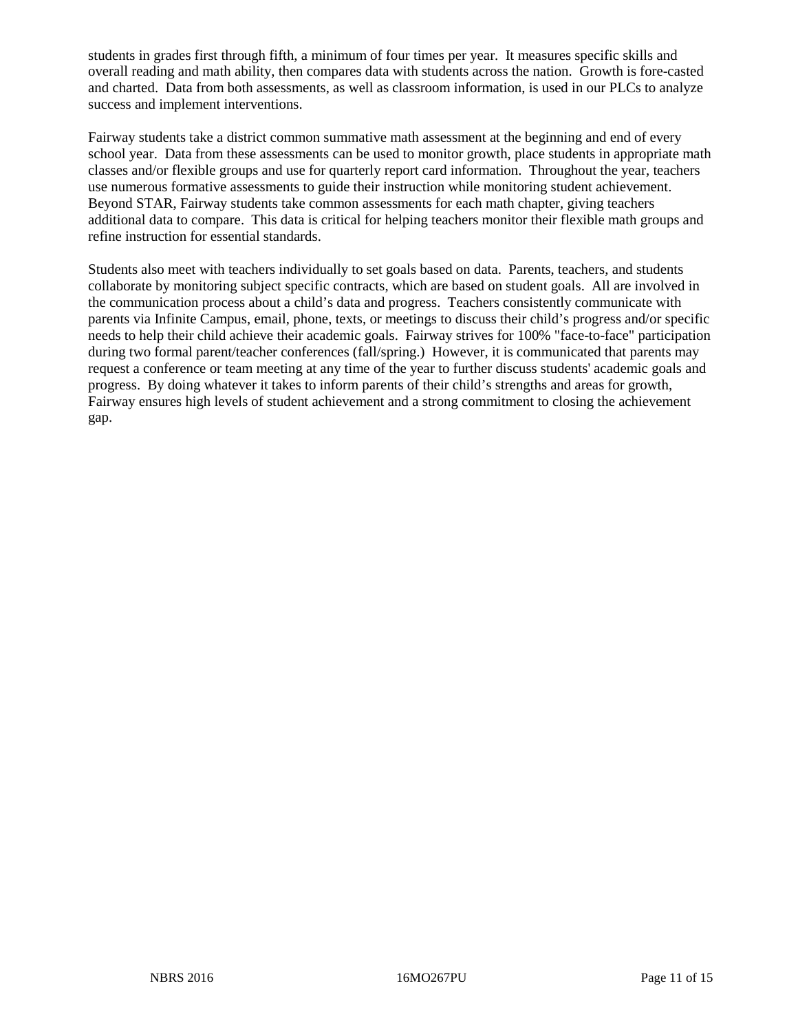students in grades first through fifth, a minimum of four times per year. It measures specific skills and overall reading and math ability, then compares data with students across the nation. Growth is fore-casted and charted. Data from both assessments, as well as classroom information, is used in our PLCs to analyze success and implement interventions.

Fairway students take a district common summative math assessment at the beginning and end of every school year. Data from these assessments can be used to monitor growth, place students in appropriate math classes and/or flexible groups and use for quarterly report card information. Throughout the year, teachers use numerous formative assessments to guide their instruction while monitoring student achievement. Beyond STAR, Fairway students take common assessments for each math chapter, giving teachers additional data to compare. This data is critical for helping teachers monitor their flexible math groups and refine instruction for essential standards.

Students also meet with teachers individually to set goals based on data. Parents, teachers, and students collaborate by monitoring subject specific contracts, which are based on student goals. All are involved in the communication process about a child's data and progress. Teachers consistently communicate with parents via Infinite Campus, email, phone, texts, or meetings to discuss their child's progress and/or specific needs to help their child achieve their academic goals. Fairway strives for 100% "face-to-face" participation during two formal parent/teacher conferences (fall/spring.) However, it is communicated that parents may request a conference or team meeting at any time of the year to further discuss students' academic goals and progress. By doing whatever it takes to inform parents of their child's strengths and areas for growth, Fairway ensures high levels of student achievement and a strong commitment to closing the achievement gap.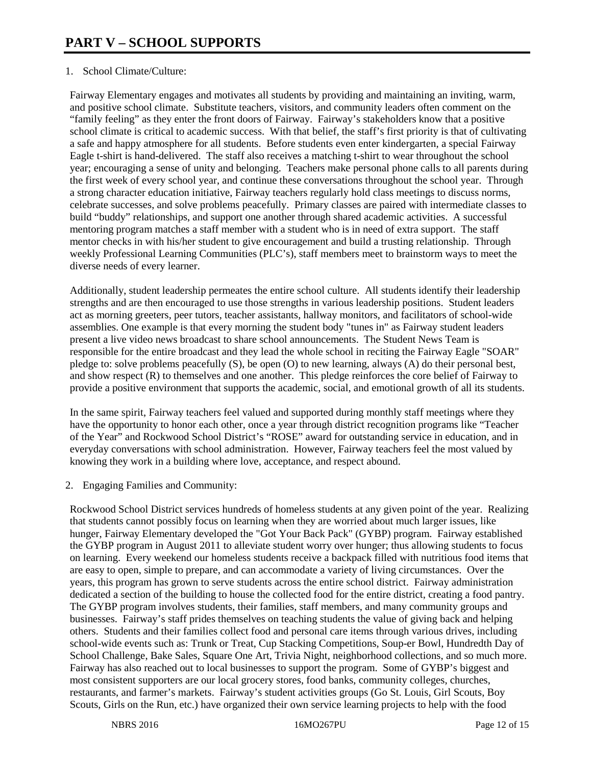# PART V – SCHOOL SUPPORTS

1. School Climate/Culture:

Fairway Elementary engages and motivates all students by providing and maintaining an inviting, warm, and positive school climate. Substitute teachers, visitors, and community leaders often comment on the "family feeling" as they enter the front doors of Fairway. Fairway's stakeholders know that a positive school climate is critical to academic success. With that belief, the staff's first priority is that of cultivating a safe and happy atmosphere for all students. Before students even enter kindergarten, a special Fairway Eagle t-shirt is hand-delivered. The staff also receives a matching t-shirt to wear throughout the school year; encouraging a sense of unity and belonging. Teachers make personal phone calls to all parents during the first week of every school year, and continue these conversations throughout the school year. Through a strong character education initiative, Fairway teachers regularly hold class meetings to discuss norms, celebrate successes, and solve problems peacefully. Primary classes are paired with intermediate classes to build "buddy" relationships, and support one another through shared academic activities. A successful mentoring program matches a staff member with a student who is in need of extra support. The staff mentor checks in with his/her student to give encouragement and build a trusting relationship. Through weekly Professional Learning Communities (PLC's), staff members meet to brainstorm ways to meet the diverse needs of every learner.

Additionally, student leadership permeates the entire school culture. All students identify their leadership strengths and are then encouraged to use those strengths in various leadership positions. Student leaders act as morning greeters, peer tutors, teacher assistants, hallway monitors, and facilitators of school-wide assemblies. One example is that every morning the student body "tunes in" as Fairway student leaders present a live video news broadcast to share school announcements. The Student News Team is responsible for the entire broadcast and they lead the whole school in reciting the Fairway Eagle "SOAR" pledge to: solve problems peacefully (S), be open (O) to new learning, always (A) do their personal best, and show respect (R) to themselves and one another. This pledge reinforces the core belief of Fairway to provide a positive environment that supports the academic, social, and emotional growth of all its students.

In the same spirit, Fairway teachers feel valued and supported during monthly staff meetings where they have the opportunity to honor each other, once a year through district recognition programs like "Teacher of the Year" and Rockwood School District's "ROSE" award for outstanding service in education, and in everyday conversations with school administration. However, Fairway teachers feel the most valued by knowing they work in a building where love, acceptance, and respect abound.

2. Engaging Families and Community:

Rockwood School District services hundreds of homeless students at any given point of the year. Realizing that students cannot possibly focus on learning when they are worried about much larger issues, like hunger, Fairway Elementary developed the "Got Your Back Pack" (GYBP) program. Fairway established the GYBP program in August 2011 to alleviate student worry over hunger; thus allowing students to focus on learning. Every weekend our homeless students receive a backpack filled with nutritious food items that are easy to open, simple to prepare, and can accommodate a variety of living circumstances. Over the years, this program has grown to serve students across the entire school district. Fairway administration dedicated a section of the building to house the collected food for the entire district, creating a food pantry. The GYBP program involves students, their families, staff members, and many community groups and businesses. Fairway's staff prides themselves on teaching students the value of giving back and helping others. Students and their families collect food and personal care items through various drives, including school-wide events such as: Trunk or Treat, Cup Stacking Competitions, Soup-er Bowl, Hundredth Day of School Challenge, Bake Sales, Square One Art, Trivia Night, neighborhood collections, and so much more. Fairway has also reached out to local businesses to support the program. Some of GYBP's biggest and most consistent supporters are our local grocery stores, food banks, community colleges, churches, restaurants, and farmer's markets. Fairway's student activities groups (Go St. Louis, Girl Scouts, Boy Scouts, Girls on the Run, etc.) have organized their own service learning projects to help with the food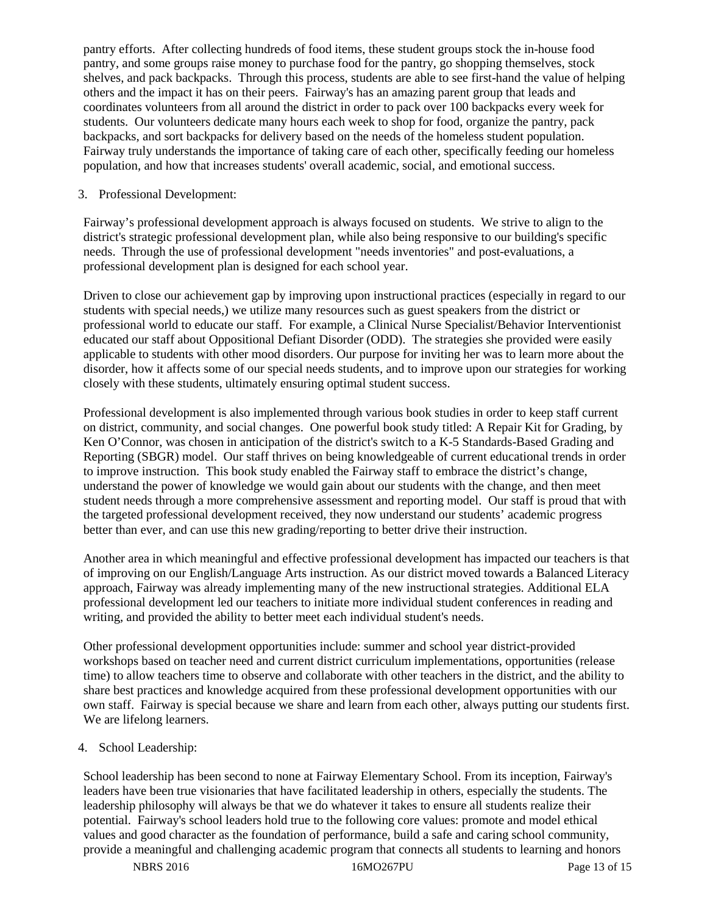pantry efforts. After collecting hundreds of food items, these student groups stock the in-house food pantry, and some groups raise money to purchase food for the pantry, go shopping themselves, stock shelves, and pack backpacks. Through this process, students are able to see first-hand the value of helping others and the impact it has on their peers. Fairway's has an amazing parent group that leads and coordinates volunteers from all around the district in order to pack over 100 backpacks every week for students. Our volunteers dedicate many hours each week to shop for food, organize the pantry, pack backpacks, and sort backpacks for delivery based on the needs of the homeless student population. Fairway truly understands the importance of taking care of each other, specifically feeding our homeless population, and how that increases students' overall academic, social, and emotional success.

3. Professional Development:

Fairway's professional development approach is always focused on students. We strive to align to the district's strategic professional development plan, while also being responsive to our building's specific needs. Through the use of professional development "needs inventories" and post-evaluations, a professional development plan is designed for each school year.

Driven to close our achievement gap by improving upon instructional practices (especially in regard to our students with special needs,) we utilize many resources such as guest speakers from the district or professional world to educate our staff. For example, a Clinical Nurse Specialist/Behavior Interventionist educated our staff about Oppositional Defiant Disorder (ODD). The strategies she provided were easily applicable to students with other mood disorders. Our purpose for inviting her was to learn more about the disorder, how it affects some of our special needs students, and to improve upon our strategies for working closely with these students, ultimately ensuring optimal student success.

Professional development is also implemented through various book studies in order to keep staff current on district, community, and social changes. One powerful book study titled: A Repair Kit for Grading, by Ken O'Connor, was chosen in anticipation of the district's switch to a K-5 Standards-Based Grading and Reporting (SBGR) model. Our staff thrives on being knowledgeable of current educational trends in order to improve instruction. This book study enabled the Fairway staff to embrace the district's change, understand the power of knowledge we would gain about our students with the change, and then meet student needs through a more comprehensive assessment and reporting model. Our staff is proud that with the targeted professional development received, they now understand our students' academic progress better than ever, and can use this new grading/reporting to better drive their instruction.

Another area in which meaningful and effective professional development has impacted our teachers is that of improving on our English/Language Arts instruction. As our district moved towards a Balanced Literacy approach, Fairway was already implementing many of the new instructional strategies. Additional ELA professional development led our teachers to initiate more individual student conferences in reading and writing, and provided the ability to better meet each individual student's needs.

Other professional development opportunities include: summer and school year district-provided workshops based on teacher need and current district curriculum implementations, opportunities (release time) to allow teachers time to observe and collaborate with other teachers in the district, and the ability to share best practices and knowledge acquired from these professional development opportunities with our own staff. Fairway is special because we share and learn from each other, always putting our students first. We are lifelong learners.

4. School Leadership:

School leadership has been second to none at Fairway Elementary School. From its inception, Fairway's leaders have been true visionaries that have facilitated leadership in others, especially the students. The leadership philosophy will always be that we do whatever it takes to ensure all students realize their potential. Fairway's school leaders hold true to the following core values: promote and model ethical values and good character as the foundation of performance, build a safe and caring school community, provide a meaningful and challenging academic program that connects all students to learning and honors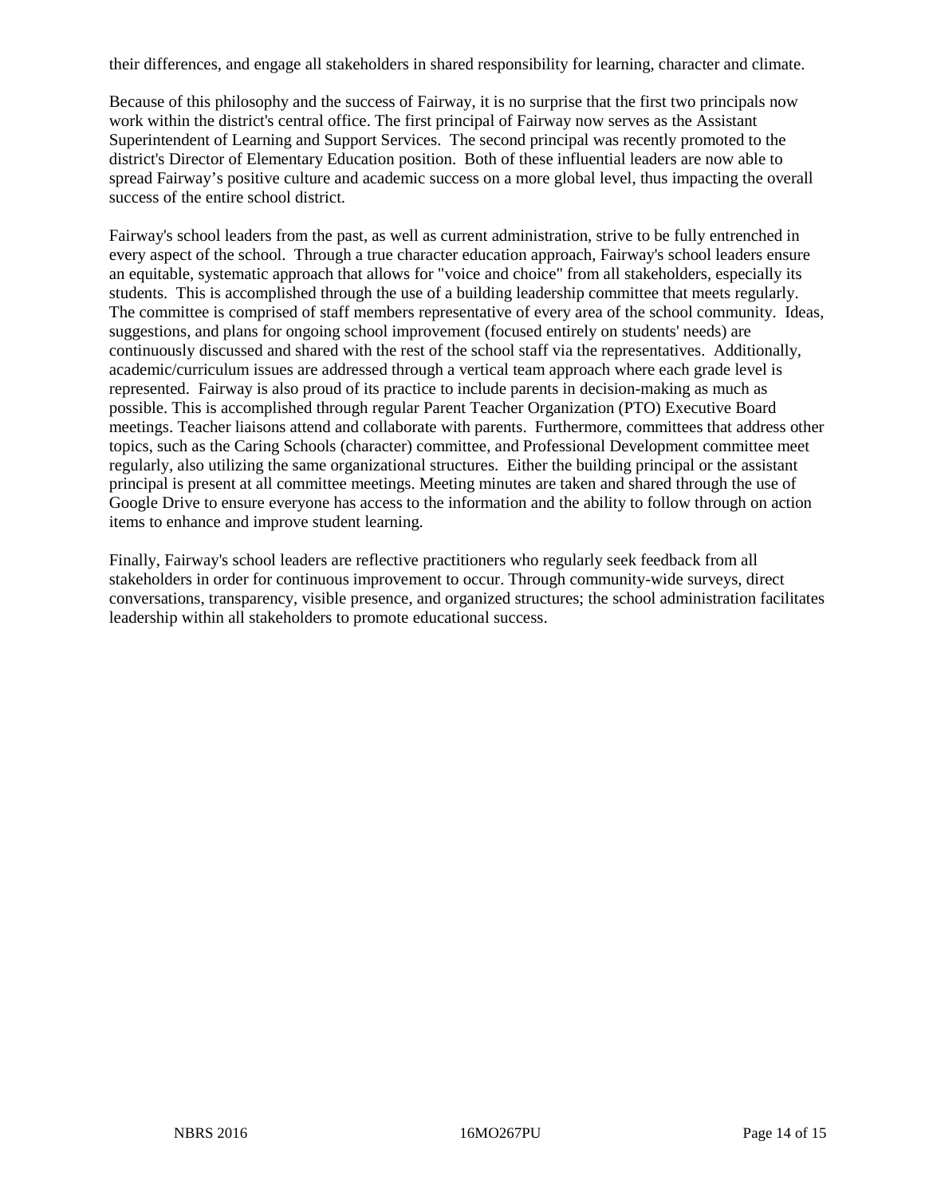their differences, and engage all stakeholders in shared responsibility for learning, character and climate.

Because of this philosophy and the success of Fairway, it is no surprise that the first two principals now work within the district's central office. The first principal of Fairway now serves as the Assistant Superintendent of Learning and Support Services. The second principal was recently promoted to the district's Director of Elementary Education position. Both of these influential leaders are now able to spread Fairway's positive culture and academic success on a more global level, thus impacting the overall success of the entire school district.

Fairway's school leaders from the past, as well as current administration, strive to be fully entrenched in every aspect of the school. Through a true character education approach, Fairway's school leaders ensure an equitable, systematic approach that allows for "voice and choice" from all stakeholders, especially its students. This is accomplished through the use of a building leadership committee that meets regularly. The committee is comprised of staff members representative of every area of the school community. Ideas, suggestions, and plans for ongoing school improvement (focused entirely on students' needs) are continuously discussed and shared with the rest of the school staff via the representatives. Additionally, academic/curriculum issues are addressed through a vertical team approach where each grade level is represented. Fairway is also proud of its practice to include parents in decision-making as much as possible. This is accomplished through regular Parent Teacher Organization (PTO) Executive Board meetings. Teacher liaisons attend and collaborate with parents. Furthermore, committees that address other topics, such as the Caring Schools (character) committee, and Professional Development committee meet regularly, also utilizing the same organizational structures. Either the building principal or the assistant principal is present at all committee meetings. Meeting minutes are taken and shared through the use of Google Drive to ensure everyone has access to the information and the ability to follow through on action items to enhance and improve student learning.

Finally, Fairway's school leaders are reflective practitioners who regularly seek feedback from all stakeholders in order for continuous improvement to occur. Through community-wide surveys, direct conversations, transparency, visible presence, and organized structures; the school administration facilitates leadership within all stakeholders to promote educational success.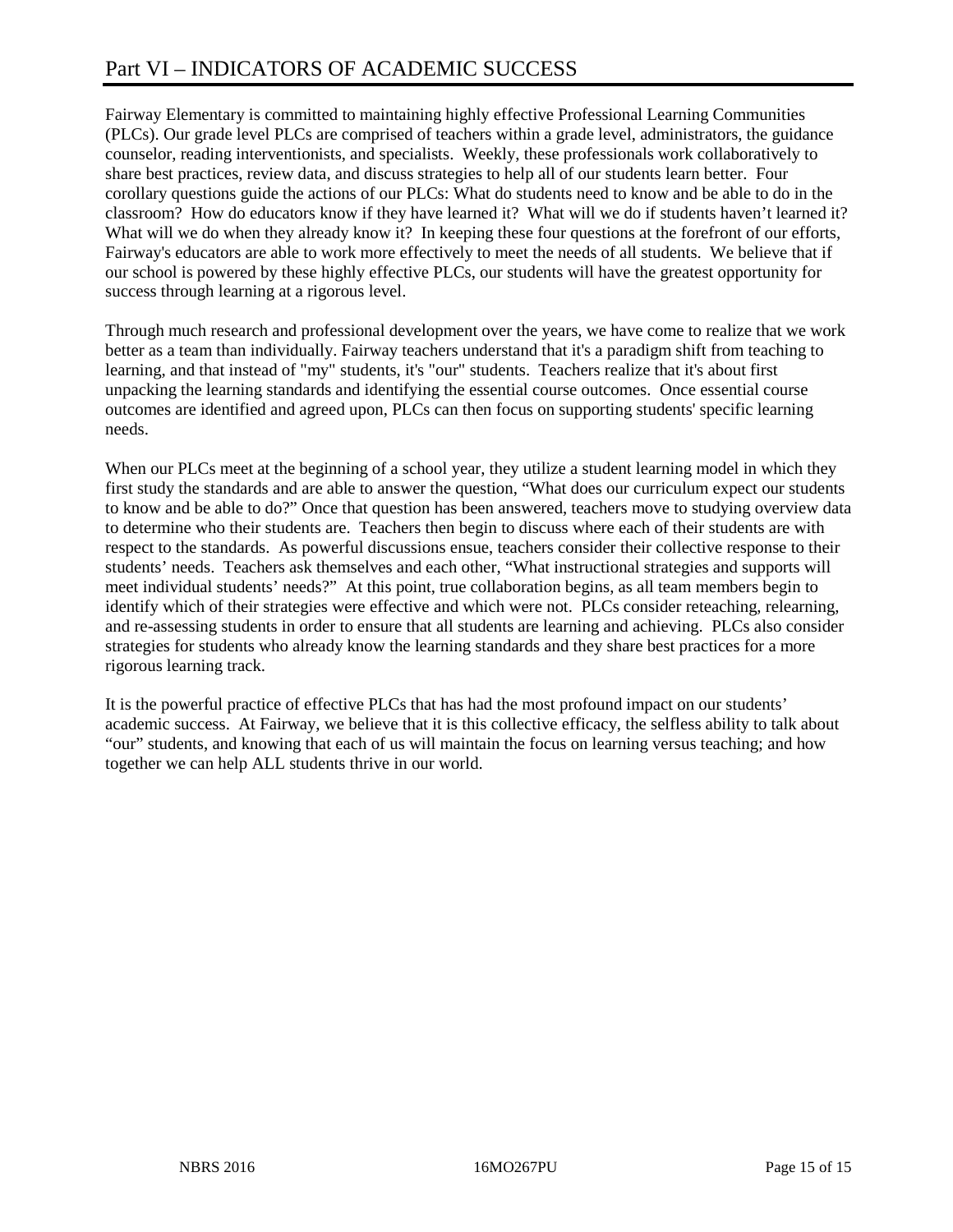# Part VI – INDICATORS OF ACADEMIC SUCCESS

Fairway Elementary is committed to maintaining highly effective Professional Learning Communities (PLCs). Our grade level PLCs are comprised of teachers within a grade level, administrators, the guidance counselor, reading interventionists, and specialists. Weekly, these professionals work collaboratively to share best practices, review data, and discuss strategies to help all of our students learn better. Four corollary questions guide the actions of our PLCs: What do students need to know and be able to do in the classroom? How do educators know if they have learned it? What will we do if students haven't learned it? What will we do when they already know it? In keeping these four questions at the forefront of our efforts, Fairway's educators are able to work more effectively to meet the needs of all students. We believe that if our school is powered by these highly effective PLCs, our students will have the greatest opportunity for success through learning at a rigorous level.

Through much research and professional development over the years, we have come to realize that we work better as a team than individually. Fairway teachers understand that it's a paradigm shift from teaching to learning, and that instead of "my" students, it's "our" students. Teachers realize that it's about first unpacking the learning standards and identifying the essential course outcomes. Once essential course outcomes are identified and agreed upon, PLCs can then focus on supporting students' specific learning needs.

When our PLCs meet at the beginning of a school year, they utilize a student learning model in which they first study the standards and are able to answer the question, "What does our curriculum expect our students to know and be able to do?" Once that question has been answered, teachers move to studying overview data to determine who their students are. Teachers then begin to discuss where each of their students are with respect to the standards. As powerful discussions ensue, teachers consider their collective response to their students' needs. Teachers ask themselves and each other, "What instructional strategies and supports will meet individual students' needs?" At this point, true collaboration begins, as all team members begin to identify which of their strategies were effective and which were not. PLCs consider reteaching, relearning, and re-assessing students in order to ensure that all students are learning and achieving. PLCs also consider strategies for students who already know the learning standards and they share best practices for a more rigorous learning track.

It is the powerful practice of effective PLCs that has had the most profound impact on our students' academic success. At Fairway, we believe that it is this collective efficacy, the selfless ability to talk about "our" students, and knowing that each of us will maintain the focus on learning versus teaching; and how together we can help ALL students thrive in our world.